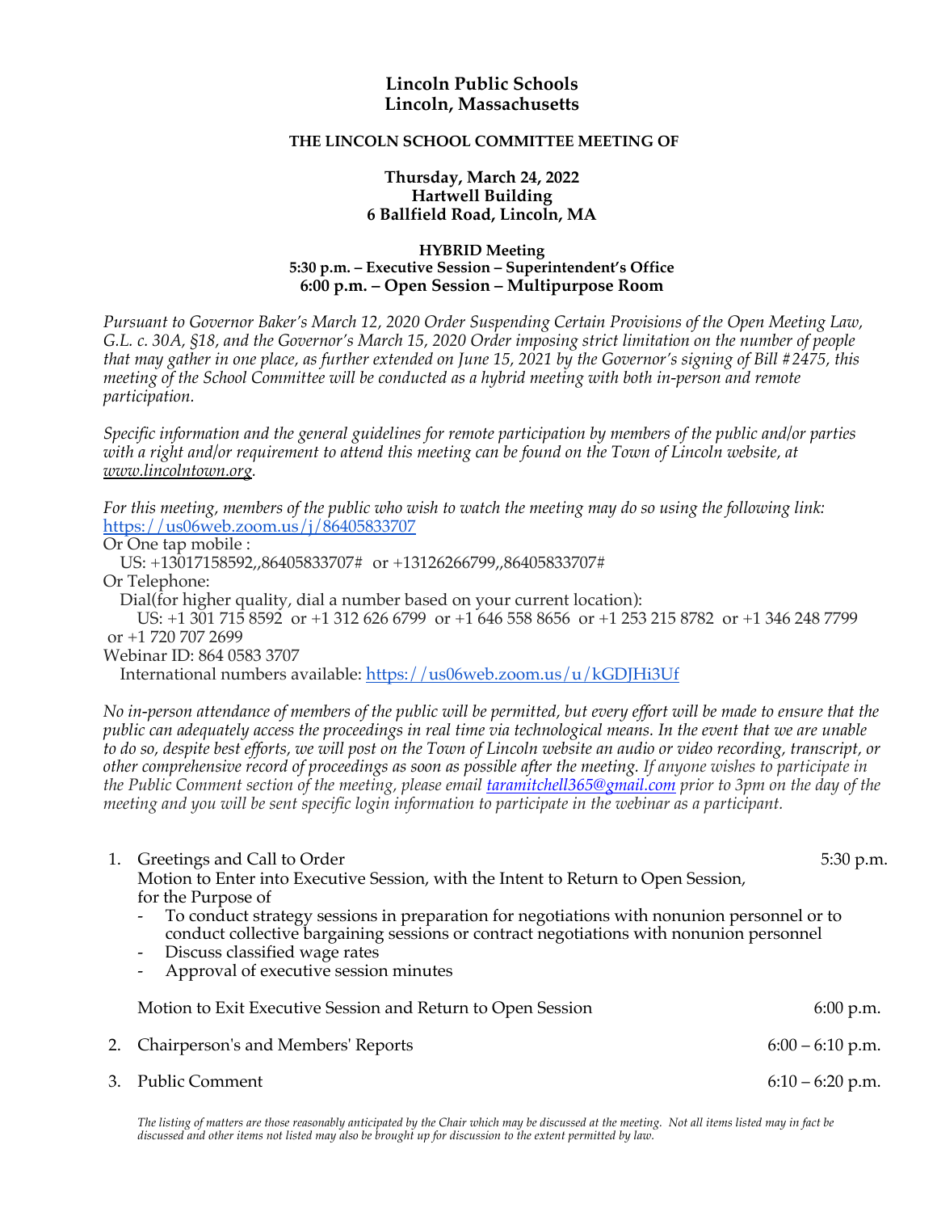# Lincoln Public Schools
# Lincoln, Massachusetts

### THE LINCOLN SCHOOL COMMITTEE MEETING OF

**Thursday, March 24, 2022**
**Hartwell Building**
**6 Ballfield Road, Lincoln, MA**

**HYBRID Meeting**
**5:30 p.m. – Executive Session – Superintendent's Office**
**6:00 p.m. – Open Session – Multipurpose Room**

*Pursuant to Governor Baker's March 12, 2020 Order Suspending Certain Provisions of the Open Meeting Law, G.L. c. 30A, §18, and the Governor's March 15, 2020 Order imposing strict limitation on the number of people that may gather in one place, as further extended on June 15, 2021 by the Governor's signing of Bill #2475, this meeting of the School Committee will be conducted as a hybrid meeting with both in-person and remote participation.*

*Specific information and the general guidelines for remote participation by members of the public and/or parties with a right and/or requirement to attend this meeting can be found on the Town of Lincoln website, at www.lincolntown.org.*

*For this meeting, members of the public who wish to watch the meeting may do so using the following link:* https://us06web.zoom.us/j/86405833707

Or One tap mobile :
  US: +13017158592,,86405833707# or +13126266799,,86405833707#
Or Telephone:
  Dial(for higher quality, dial a number based on your current location):
    US: +1 301 715 8592 or +1 312 626 6799 or +1 646 558 8656 or +1 253 215 8782 or +1 346 248 7799 or +1 720 707 2699
Webinar ID: 864 0583 3707
  International numbers available: https://us06web.zoom.us/u/kGDJHi3Uf

*No in-person attendance of members of the public will be permitted, but every effort will be made to ensure that the public can adequately access the proceedings in real time via technological means. In the event that we are unable to do so, despite best efforts, we will post on the Town of Lincoln website an audio or video recording, transcript, or other comprehensive record of proceedings as soon as possible after the meeting. If anyone wishes to participate in the Public Comment section of the meeting, please email taramitchell365@gmail.com prior to 3pm on the day of the meeting and you will be sent specific login information to participate in the webinar as a participant.*

1. Greetings and Call to Order — 5:30 p.m.
   Motion to Enter into Executive Session, with the Intent to Return to Open Session, for the Purpose of
   - To conduct strategy sessions in preparation for negotiations with nonunion personnel or to conduct collective bargaining sessions or contract negotiations with nonunion personnel
   - Discuss classified wage rates
   - Approval of executive session minutes

   Motion to Exit Executive Session and Return to Open Session — 6:00 p.m.

2. Chairperson's and Members' Reports — 6:00 – 6:10 p.m.

3. Public Comment — 6:10 – 6:20 p.m.

*The listing of matters are those reasonably anticipated by the Chair which may be discussed at the meeting. Not all items listed may in fact be discussed and other items not listed may also be brought up for discussion to the extent permitted by law.*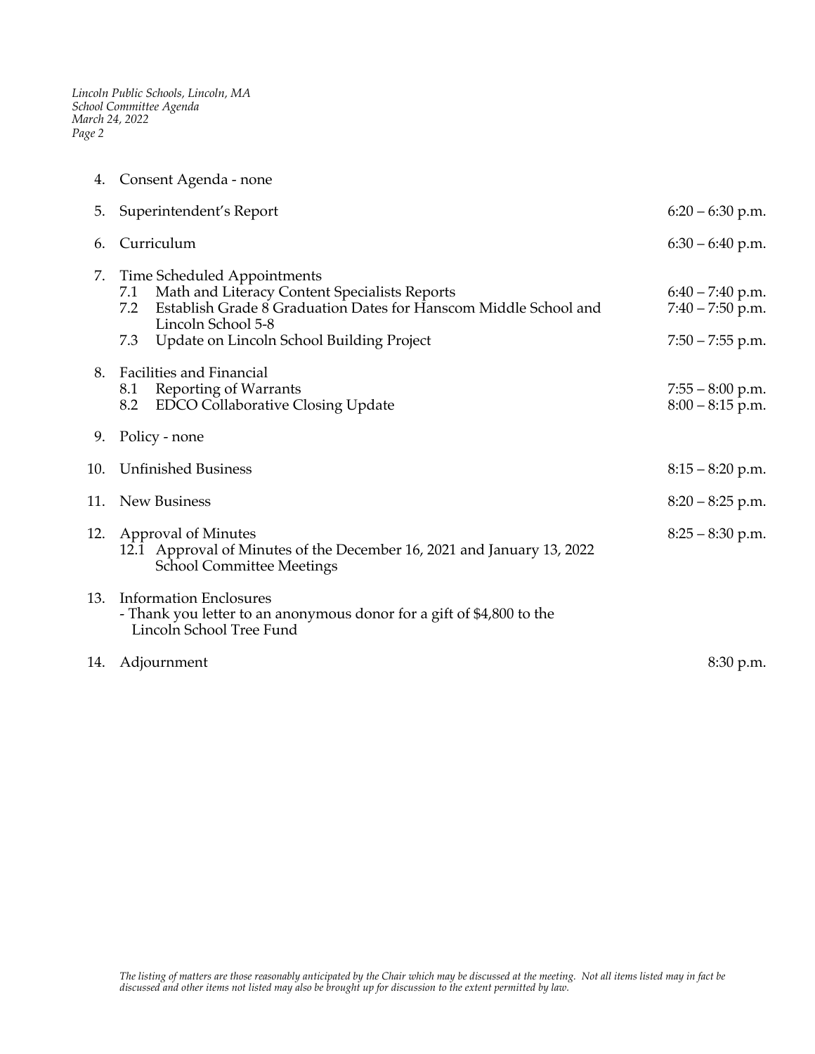4. Consent Agenda - none

5. Superintendent's Report — 6:20 – 6:30 p.m.

6. Curriculum — 6:30 – 6:40 p.m.

7. Time Scheduled Appointments
   - 7.1 Math and Literacy Content Specialists Reports — 6:40 – 7:40 p.m.
   - 7.2 Establish Grade 8 Graduation Dates for Hanscom Middle School and Lincoln School 5-8 — 7:40 – 7:50 p.m.
   - 7.3 Update on Lincoln School Building Project — 7:50 – 7:55 p.m.

8. Facilities and Financial
   - 8.1 Reporting of Warrants — 7:55 – 8:00 p.m.
   - 8.2 EDCO Collaborative Closing Update — 8:00 – 8:15 p.m.

9. Policy - none

10. Unfinished Business — 8:15 – 8:20 p.m.

11. New Business — 8:20 – 8:25 p.m.

12. Approval of Minutes — 8:25 – 8:30 p.m.
    - 12.1 Approval of Minutes of the December 16, 2021 and January 13, 2022 School Committee Meetings

13. Information Enclosures
    - Thank you letter to an anonymous donor for a gift of $4,800 to the Lincoln School Tree Fund

14. Adjournment — 8:30 p.m.

*The listing of matters are those reasonably anticipated by the Chair which may be discussed at the meeting. Not all items listed may in fact be discussed and other items not listed may also be brought up for discussion to the extent permitted by law.*